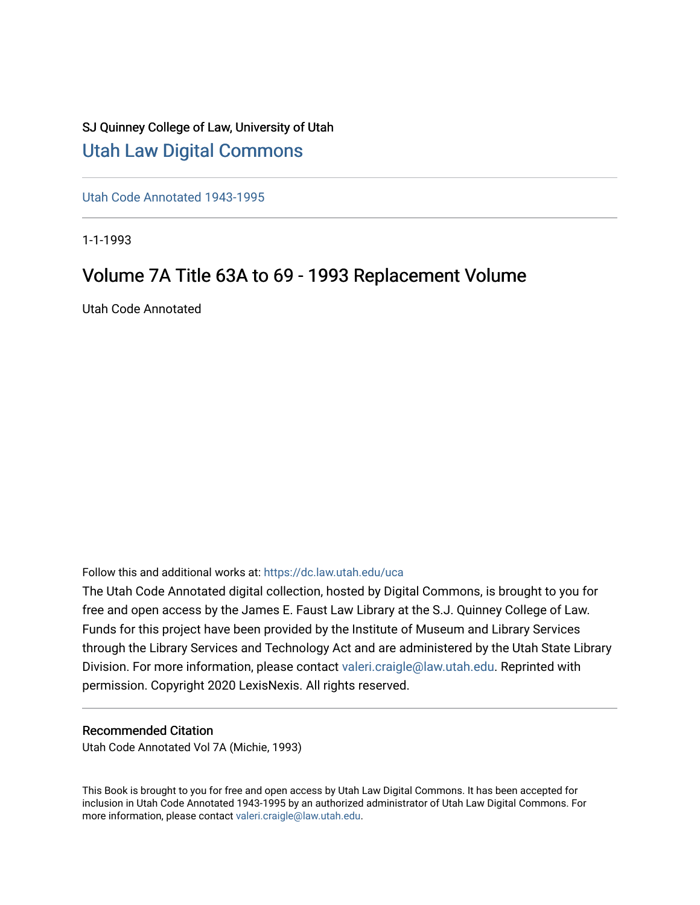SJ Quinney College of Law, University of Utah

# Utah Law Digital Commons

Utah Code Annotated 1943-1995

1-1-1993

## Volume 7A Title 63A to 69 - 1993 Replacement Volume

Utah Code Annotated

Follow this and additional works at: https://dc.law.utah.edu/uca

The Utah Code Annotated digital collection, hosted by Digital Commons, is brought to you for free and open access by the James E. Faust Law Library at the S.J. Quinney College of Law. Funds for this project have been provided by the Institute of Museum and Library Services through the Library Services and Technology Act and are administered by the Utah State Library Division. For more information, please contact valeri.craigle@law.utah.edu. Reprinted with permission. Copyright 2020 LexisNexis. All rights reserved.

### Recommended Citation

Utah Code Annotated Vol 7A (Michie, 1993)

This Book is brought to you for free and open access by Utah Law Digital Commons. It has been accepted for inclusion in Utah Code Annotated 1943-1995 by an authorized administrator of Utah Law Digital Commons. For more information, please contact valeri.craigle@law.utah.edu.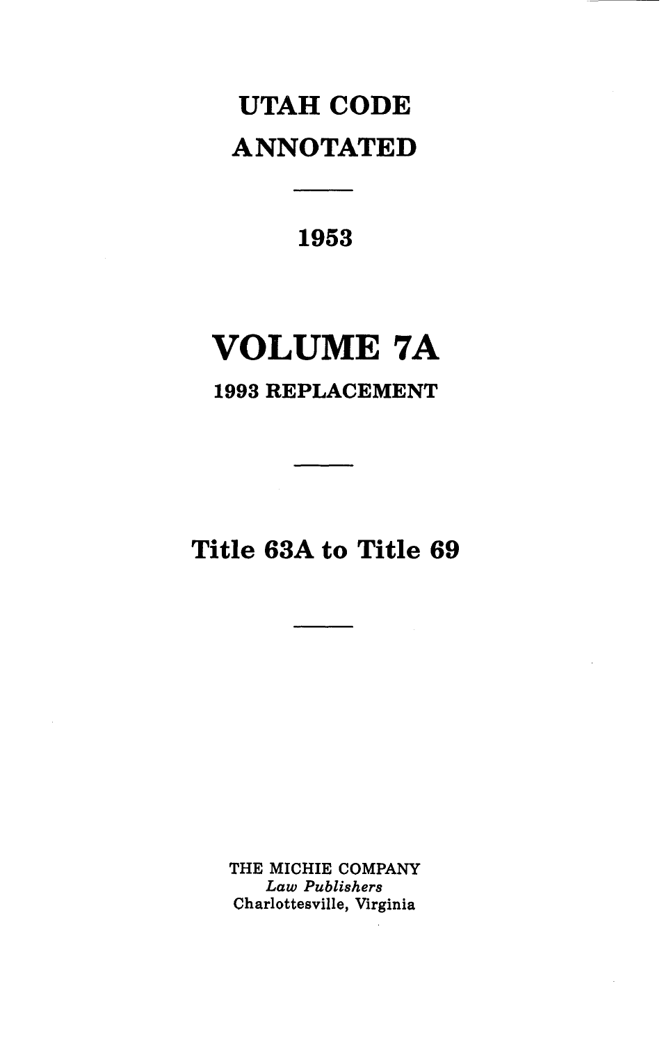# UTAH CODE ANNOTATED

---

## 1953

# VOLUME 7A

### 1993 REPLACEMENT

---

## Title 63A to Title 69

---

THE MICHIE COMPANY
*Law Publishers*
Charlottesville, Virginia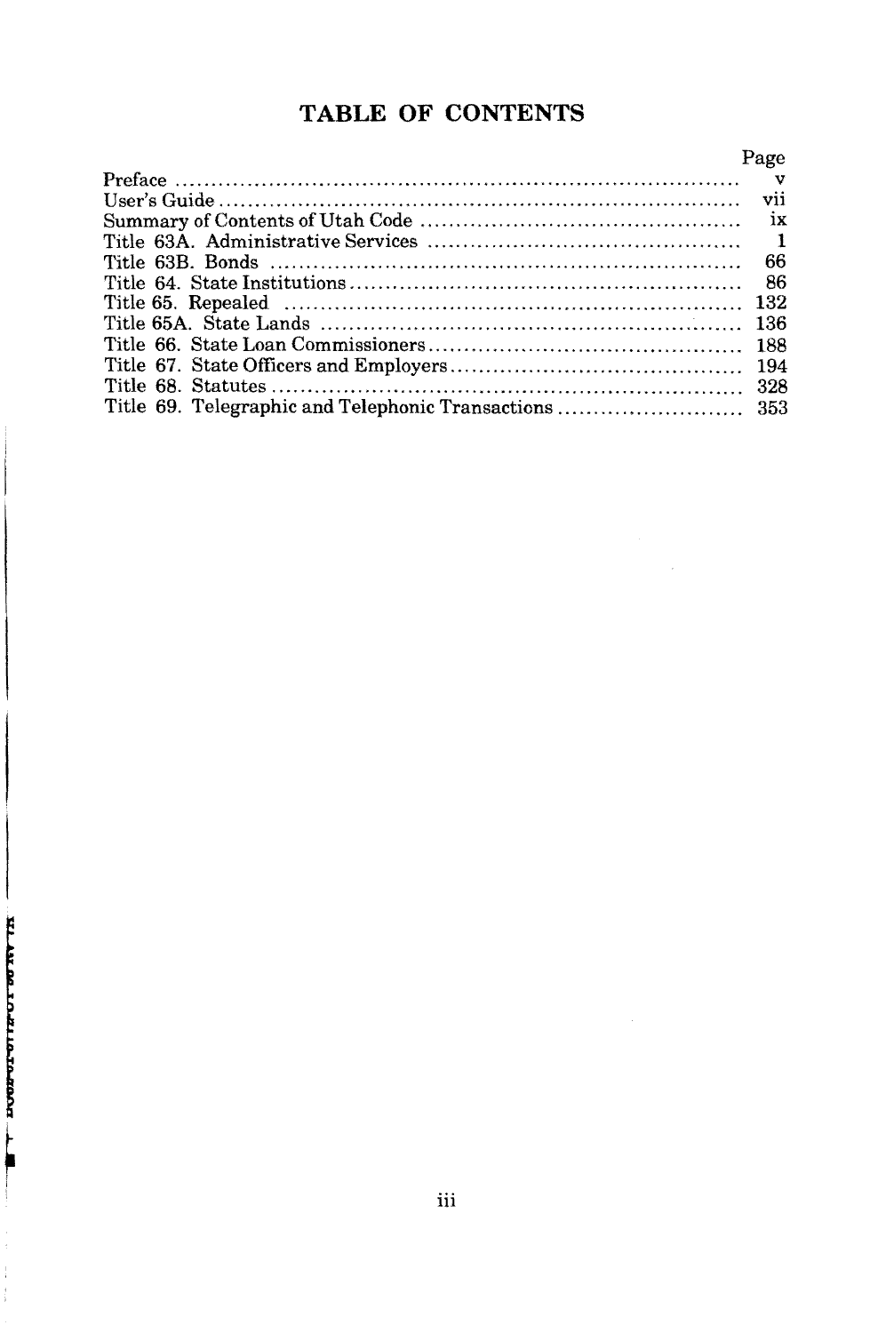# TABLE OF CONTENTS

| | Page |
|---|---|
| Preface | v |
| User's Guide | vii |
| Summary of Contents of Utah Code | ix |
| Title 63A. Administrative Services | 1 |
| Title 63B. Bonds | 66 |
| Title 64. State Institutions | 86 |
| Title 65. Repealed | 132 |
| Title 65A. State Lands | 136 |
| Title 66. State Loan Commissioners | 188 |
| Title 67. State Officers and Employers | 194 |
| Title 68. Statutes | 328 |
| Title 69. Telegraphic and Telephonic Transactions | 353 |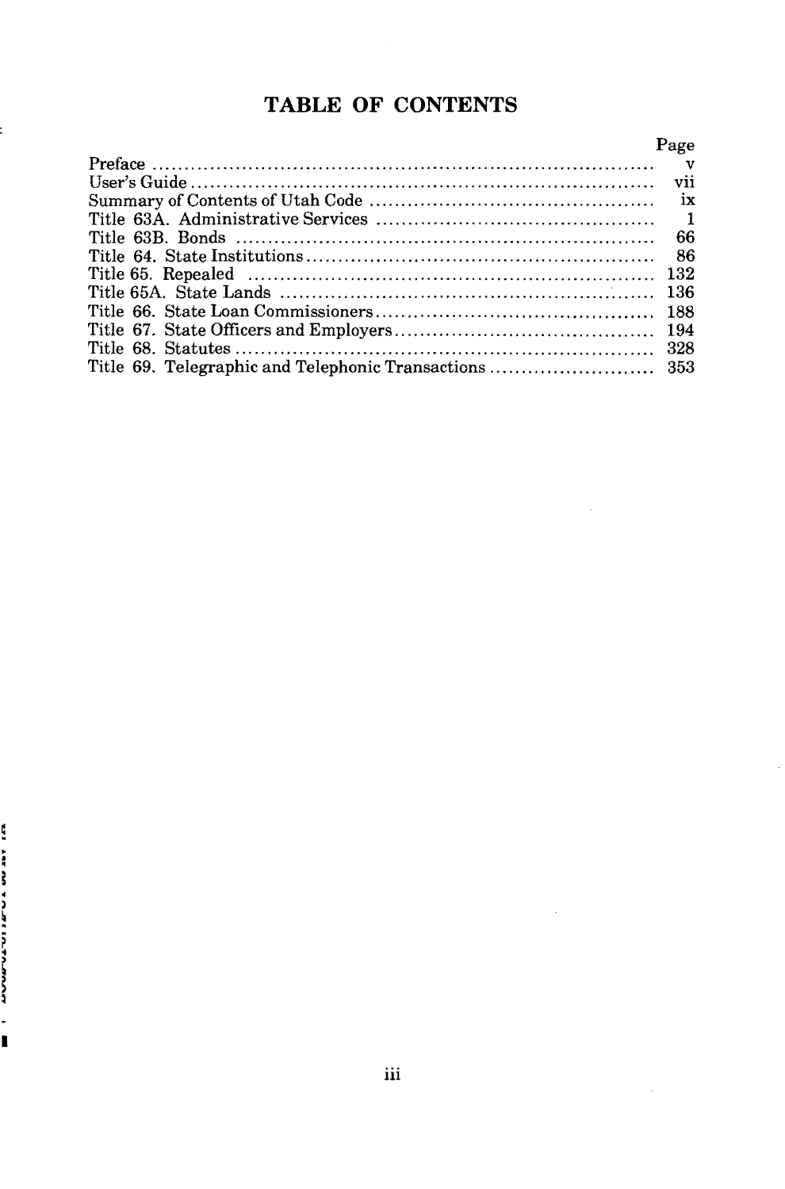# TABLE OF CONTENTS

| | Page |
|---|---|
| Preface | v |
| User's Guide | vii |
| Summary of Contents of Utah Code | ix |
| Title 63A. Administrative Services | 1 |
| Title 63B. Bonds | 66 |
| Title 64. State Institutions | 86 |
| Title 65. Repealed | 132 |
| Title 65A. State Lands | 136 |
| Title 66. State Loan Commissioners | 188 |
| Title 67. State Officers and Employers | 194 |
| Title 68. Statutes | 328 |
| Title 69. Telegraphic and Telephonic Transactions | 353 |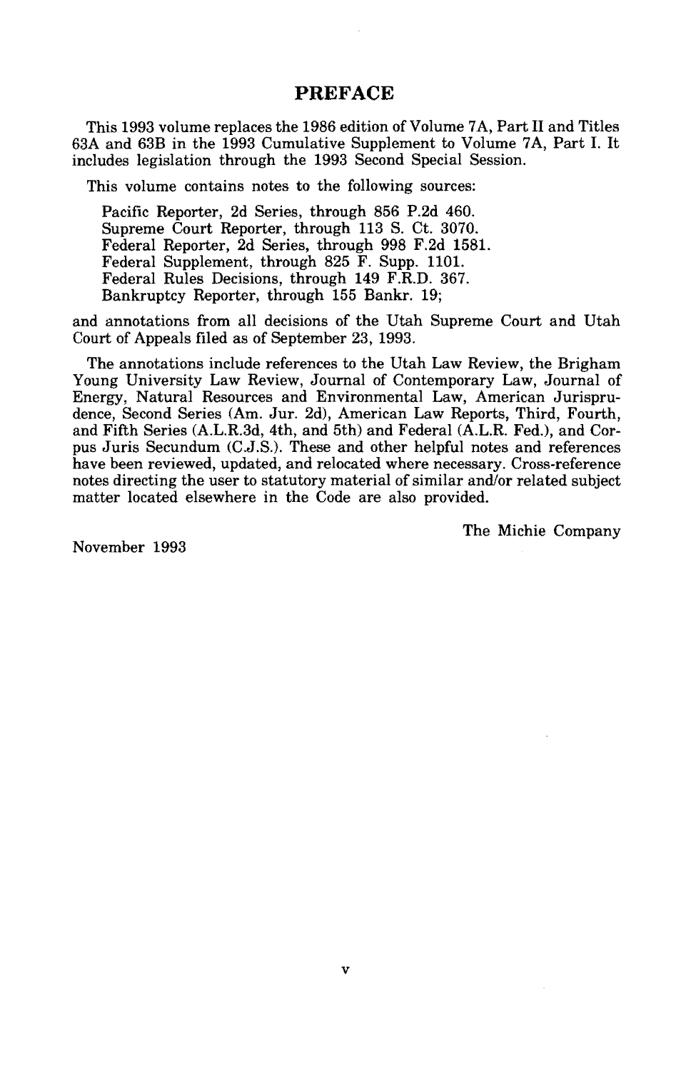# PREFACE

This 1993 volume replaces the 1986 edition of Volume 7A, Part II and Titles 63A and 63B in the 1993 Cumulative Supplement to Volume 7A, Part I. It includes legislation through the 1993 Second Special Session.

This volume contains notes to the following sources:

Pacific Reporter, 2d Series, through 856 P.2d 460.
Supreme Court Reporter, through 113 S. Ct. 3070.
Federal Reporter, 2d Series, through 998 F.2d 1581.
Federal Supplement, through 825 F. Supp. 1101.
Federal Rules Decisions, through 149 F.R.D. 367.
Bankruptcy Reporter, through 155 Bankr. 19;

and annotations from all decisions of the Utah Supreme Court and Utah Court of Appeals filed as of September 23, 1993.

The annotations include references to the Utah Law Review, the Brigham Young University Law Review, Journal of Contemporary Law, Journal of Energy, Natural Resources and Environmental Law, American Jurisprudence, Second Series (Am. Jur. 2d), American Law Reports, Third, Fourth, and Fifth Series (A.L.R.3d, 4th, and 5th) and Federal (A.L.R. Fed.), and Corpus Juris Secundum (C.J.S.). These and other helpful notes and references have been reviewed, updated, and relocated where necessary. Cross-reference notes directing the user to statutory material of similar and/or related subject matter located elsewhere in the Code are also provided.

The Michie Company

November 1993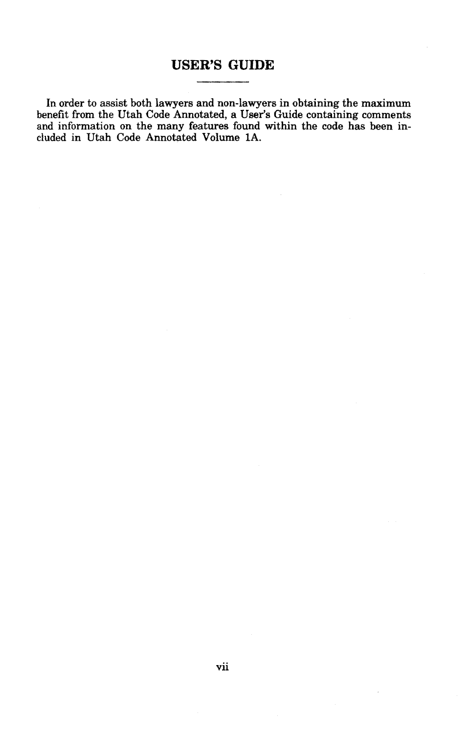# USER'S GUIDE

In order to assist both lawyers and non-lawyers in obtaining the maximum benefit from the Utah Code Annotated, a User's Guide containing comments and information on the many features found within the code has been included in Utah Code Annotated Volume 1A.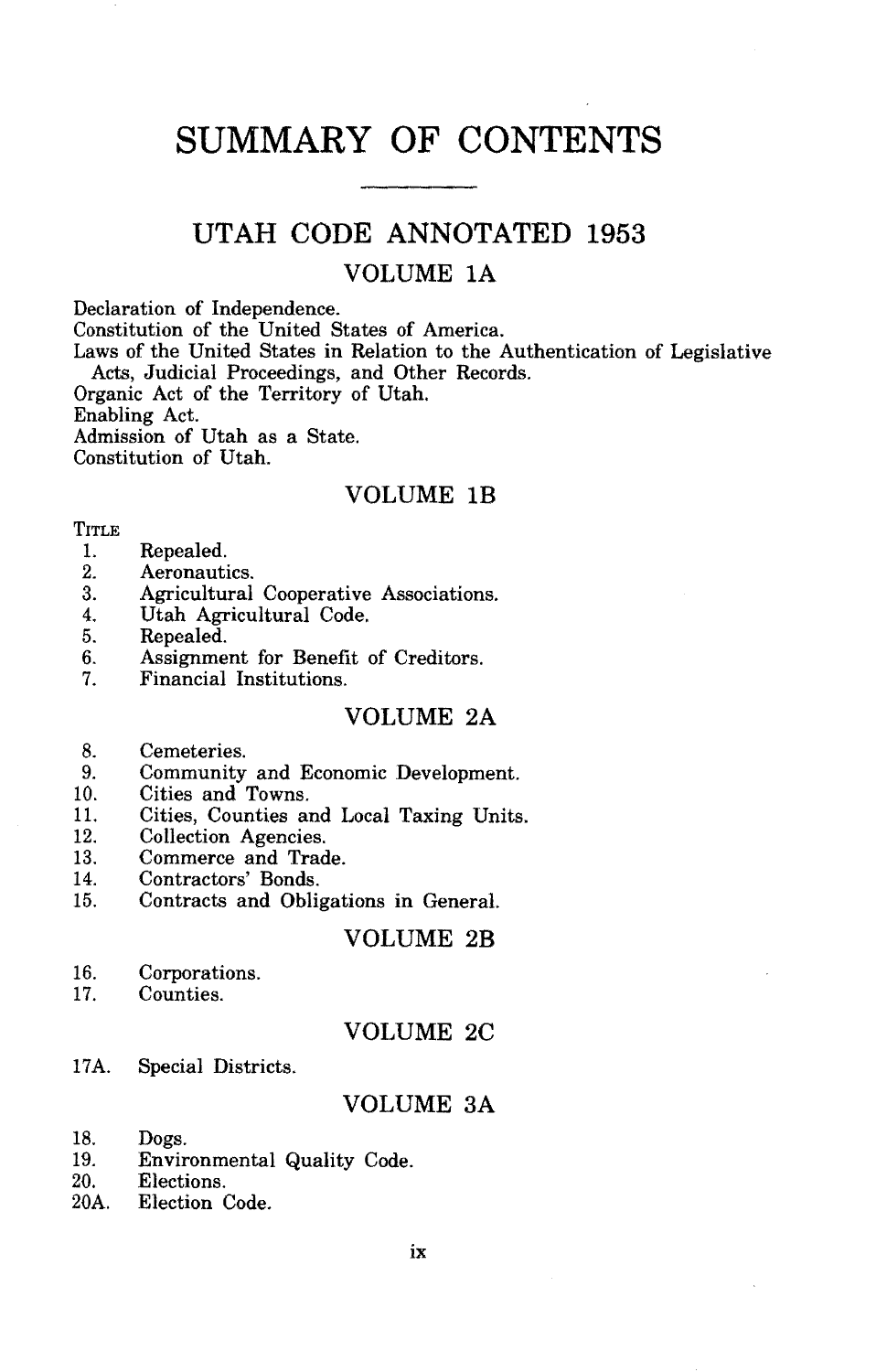# SUMMARY OF CONTENTS

## UTAH CODE ANNOTATED 1953

### VOLUME 1A

Declaration of Independence.
Constitution of the United States of America.
Laws of the United States in Relation to the Authentication of Legislative Acts, Judicial Proceedings, and Other Records.
Organic Act of the Territory of Utah.
Enabling Act.
Admission of Utah as a State.
Constitution of Utah.

### VOLUME 1B

TITLE

1. Repealed.
2. Aeronautics.
3. Agricultural Cooperative Associations.
4. Utah Agricultural Code.
5. Repealed.
6. Assignment for Benefit of Creditors.
7. Financial Institutions.

### VOLUME 2A

8. Cemeteries.
9. Community and Economic Development.
10. Cities and Towns.
11. Cities, Counties and Local Taxing Units.
12. Collection Agencies.
13. Commerce and Trade.
14. Contractors' Bonds.
15. Contracts and Obligations in General.

### VOLUME 2B

16. Corporations.
17. Counties.

### VOLUME 2C

17A. Special Districts.

### VOLUME 3A

18. Dogs.
19. Environmental Quality Code.
20. Elections.
20A. Election Code.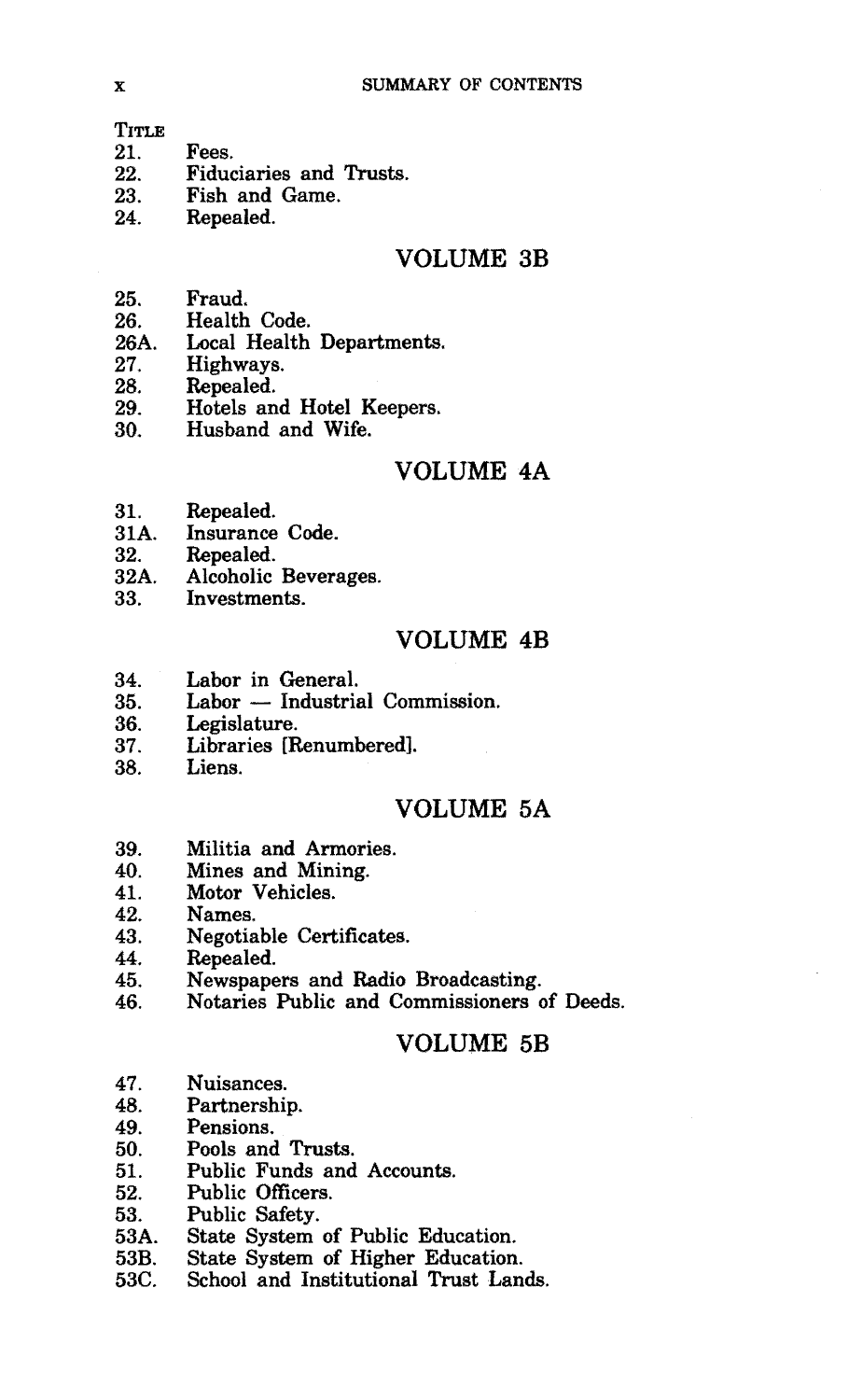TITLE

21. Fees.
22. Fiduciaries and Trusts.
23. Fish and Game.
24. Repealed.

## VOLUME 3B

25. Fraud.
26. Health Code.
26A. Local Health Departments.
27. Highways.
28. Repealed.
29. Hotels and Hotel Keepers.
30. Husband and Wife.

## VOLUME 4A

31. Repealed.
31A. Insurance Code.
32. Repealed.
32A. Alcoholic Beverages.
33. Investments.

## VOLUME 4B

34. Labor in General.
35. Labor — Industrial Commission.
36. Legislature.
37. Libraries [Renumbered].
38. Liens.

## VOLUME 5A

39. Militia and Armories.
40. Mines and Mining.
41. Motor Vehicles.
42. Names.
43. Negotiable Certificates.
44. Repealed.
45. Newspapers and Radio Broadcasting.
46. Notaries Public and Commissioners of Deeds.

## VOLUME 5B

47. Nuisances.
48. Partnership.
49. Pensions.
50. Pools and Trusts.
51. Public Funds and Accounts.
52. Public Officers.
53. Public Safety.
53A. State System of Public Education.
53B. State System of Higher Education.
53C. School and Institutional Trust Lands.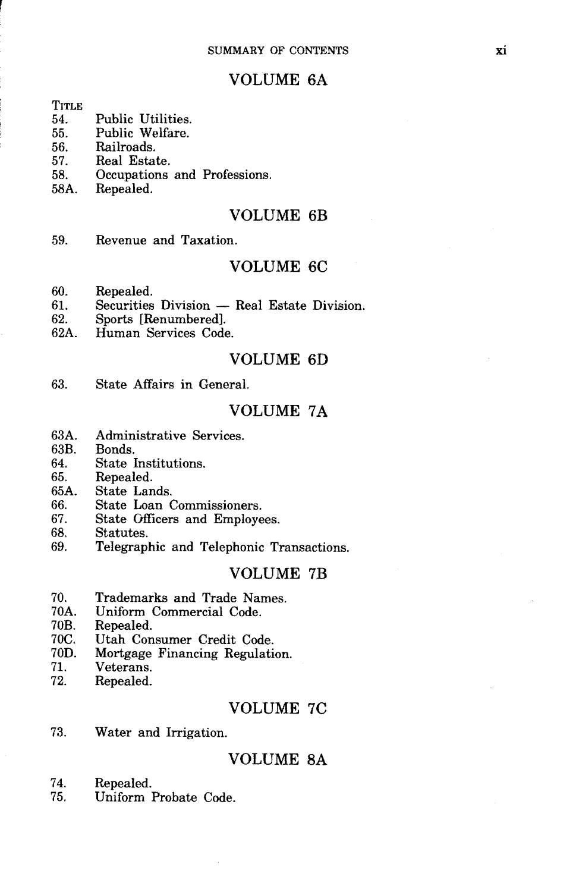## VOLUME 6A

Title

54. Public Utilities.
55. Public Welfare.
56. Railroads.
57. Real Estate.
58. Occupations and Professions.
58A. Repealed.

## VOLUME 6B

59. Revenue and Taxation.

## VOLUME 6C

60. Repealed.
61. Securities Division — Real Estate Division.
62. Sports [Renumbered].
62A. Human Services Code.

## VOLUME 6D

63. State Affairs in General.

## VOLUME 7A

63A. Administrative Services.
63B. Bonds.
64. State Institutions.
65. Repealed.
65A. State Lands.
66. State Loan Commissioners.
67. State Officers and Employees.
68. Statutes.
69. Telegraphic and Telephonic Transactions.

## VOLUME 7B

70. Trademarks and Trade Names.
70A. Uniform Commercial Code.
70B. Repealed.
70C. Utah Consumer Credit Code.
70D. Mortgage Financing Regulation.
71. Veterans.
72. Repealed.

## VOLUME 7C

73. Water and Irrigation.

## VOLUME 8A

74. Repealed.
75. Uniform Probate Code.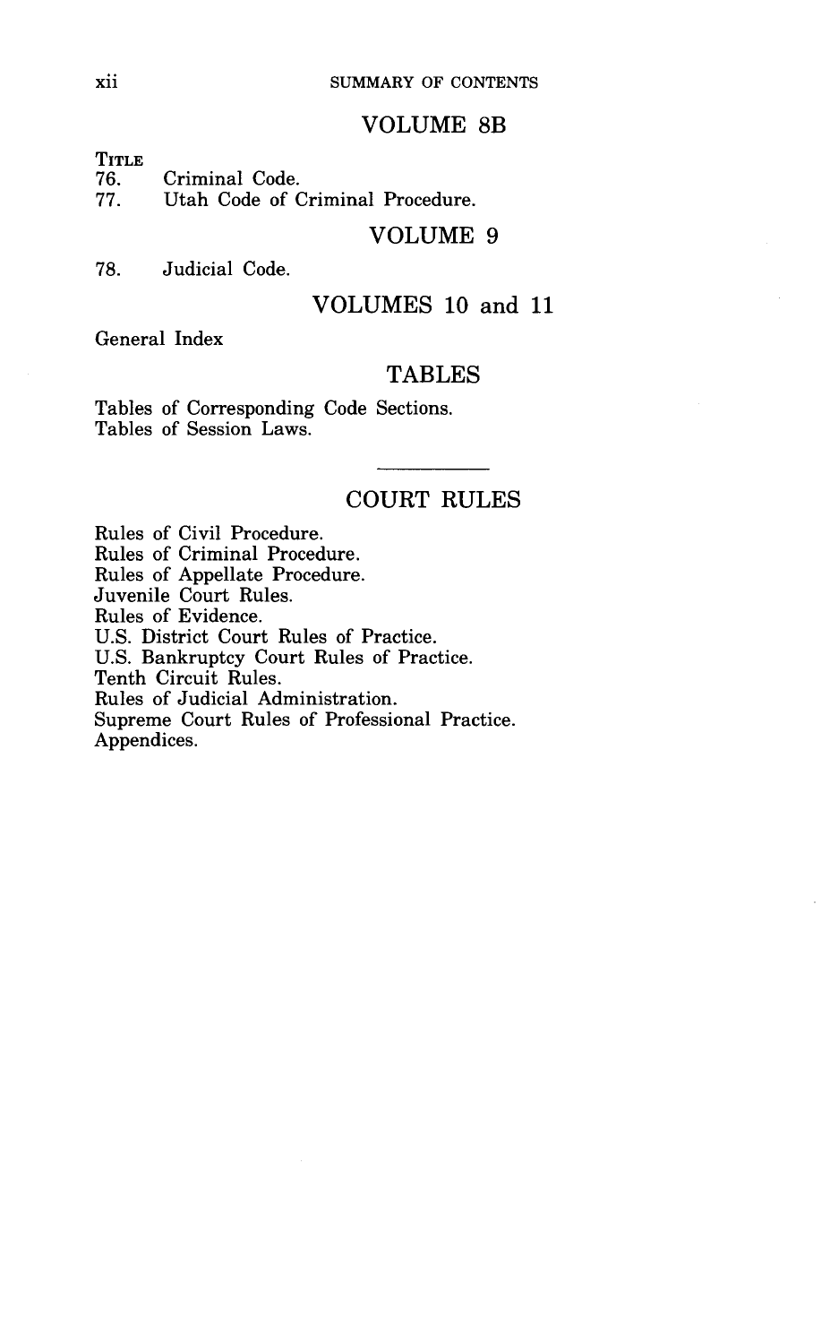## VOLUME 8B

TITLE
76. Criminal Code.
77. Utah Code of Criminal Procedure.

## VOLUME 9

78. Judicial Code.

## VOLUMES 10 and 11

General Index

## TABLES

Tables of Corresponding Code Sections.
Tables of Session Laws.

---

## COURT RULES

Rules of Civil Procedure.
Rules of Criminal Procedure.
Rules of Appellate Procedure.
Juvenile Court Rules.
Rules of Evidence.
U.S. District Court Rules of Practice.
U.S. Bankruptcy Court Rules of Practice.
Tenth Circuit Rules.
Rules of Judicial Administration.
Supreme Court Rules of Professional Practice.
Appendices.